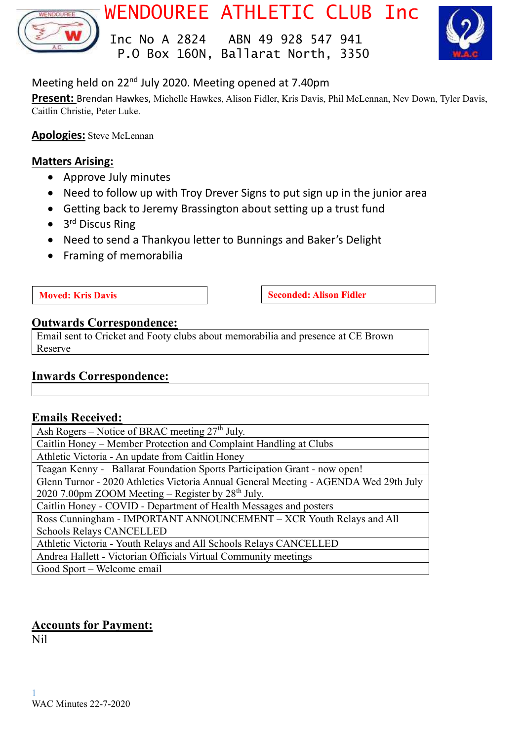# WENDOUREE ATHLETIC CLUB Inc

Inc No A 2824 ABN 49 928 547 941
P.O Box 160N, Ballarat North, 3350

Meeting held on 22nd July 2020. Meeting opened at 7.40pm

**Present:** Brendan Hawkes, Michelle Hawkes, Alison Fidler, Kris Davis, Phil McLennan, Nev Down, Tyler Davis, Caitlin Christie, Peter Luke.

**Apologies:** Steve McLennan

**Matters Arising:**

- Approve July minutes
- Need to follow up with Troy Drever Signs to put sign up in the junior area
- Getting back to Jeremy Brassington about setting up a trust fund
- 3rd Discus Ring
- Need to send a Thankyou letter to Bunnings and Baker's Delight
- Framing of memorabilia

**Moved: Kris Davis** | **Seconded: Alison Fidler**

## Outwards Correspondence:

| Email sent to Cricket and Footy clubs about memorabilia and presence at CE Brown Reserve |
|---|

## Inwards Correspondence:

| |
|---|

## Emails Received:

| Emails Received |
|---|
| Ash Rogers – Notice of BRAC meeting 27th July. |
| Caitlin Honey – Member Protection and Complaint Handling at Clubs |
| Athletic Victoria - An update from Caitlin Honey |
| Teagan Kenny - Ballarat Foundation Sports Participation Grant - now open! |
| Glenn Turnor - 2020 Athletics Victoria Annual General Meeting - AGENDA Wed 29th July 2020 7.00pm ZOOM Meeting – Register by 28th July. |
| Caitlin Honey - COVID - Department of Health Messages and posters |
| Ross Cunningham - IMPORTANT ANNOUNCEMENT – XCR Youth Relays and All Schools Relays CANCELLED |
| Athletic Victoria - Youth Relays and All Schools Relays CANCELLED |
| Andrea Hallett - Victorian Officials Virtual Community meetings |
| Good Sport – Welcome email |

## Accounts for Payment:

Nil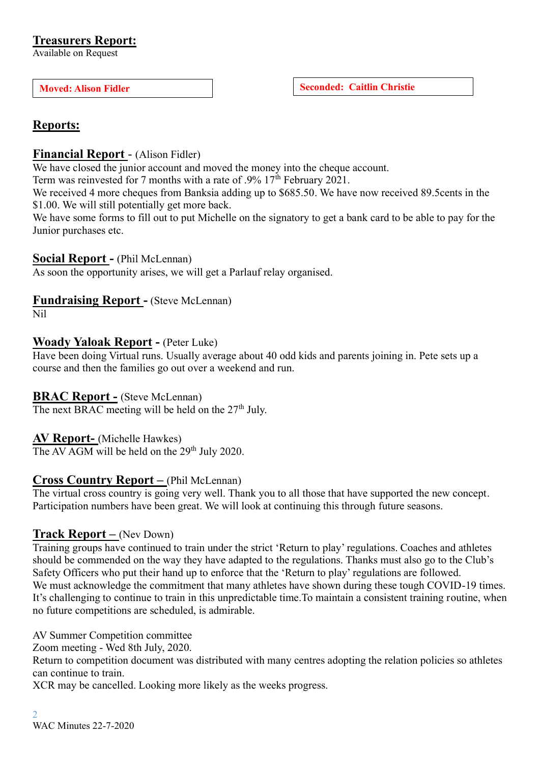## Treasurers Report:

Available on Request

**Moved: Alison Fidler**

**Seconded: Caitlin Christie**

## Reports:

### Financial Report - (Alison Fidler)

We have closed the junior account and moved the money into the cheque account.
Term was reinvested for 7 months with a rate of .9% 17th February 2021.
We received 4 more cheques from Banksia adding up to $685.50. We have now received 89.5cents in the $1.00. We will still potentially get more back.
We have some forms to fill out to put Michelle on the signatory to get a bank card to be able to pay for the Junior purchases etc.

### Social Report - (Phil McLennan)

As soon the opportunity arises, we will get a Parlauf relay organised.

### Fundraising Report - (Steve McLennan)

Nil

### Woady Yaloak Report - (Peter Luke)

Have been doing Virtual runs. Usually average about 40 odd kids and parents joining in. Pete sets up a course and then the families go out over a weekend and run.

### BRAC Report - (Steve McLennan)

The next BRAC meeting will be held on the 27th July.

### AV Report- (Michelle Hawkes)

The AV AGM will be held on the 29th July 2020.

### Cross Country Report – (Phil McLennan)

The virtual cross country is going very well. Thank you to all those that have supported the new concept. Participation numbers have been great. We will look at continuing this through future seasons.

### Track Report – (Nev Down)

Training groups have continued to train under the strict 'Return to play' regulations. Coaches and athletes should be commended on the way they have adapted to the regulations. Thanks must also go to the Club's Safety Officers who put their hand up to enforce that the 'Return to play' regulations are followed.
We must acknowledge the commitment that many athletes have shown during these tough COVID-19 times. It's challenging to continue to train in this unpredictable time.To maintain a consistent training routine, when no future competitions are scheduled, is admirable.

AV Summer Competition committee
Zoom meeting - Wed 8th July, 2020.
Return to competition document was distributed with many centres adopting the relation policies so athletes can continue to train.
XCR may be cancelled. Looking more likely as the weeks progress.

WAC Minutes 22-7-2020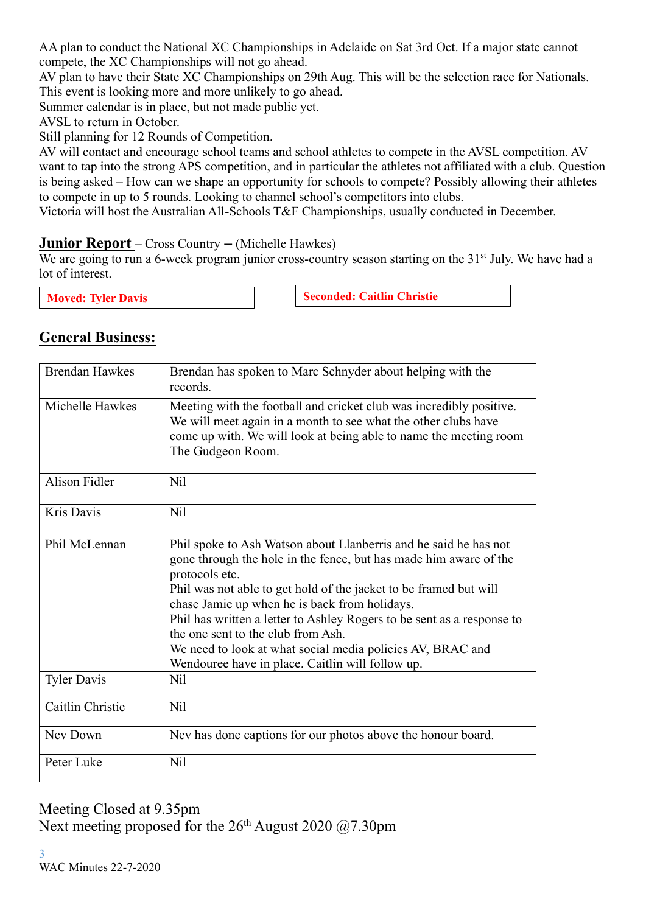AA plan to conduct the National XC Championships in Adelaide on Sat 3rd Oct. If a major state cannot compete, the XC Championships will not go ahead.
AV plan to have their State XC Championships on 29th Aug. This will be the selection race for Nationals. This event is looking more and more unlikely to go ahead.
Summer calendar is in place, but not made public yet.
AVSL to return in October.
Still planning for 12 Rounds of Competition.
AV will contact and encourage school teams and school athletes to compete in the AVSL competition. AV want to tap into the strong APS competition, and in particular the athletes not affiliated with a club. Question is being asked – How can we shape an opportunity for schools to compete? Possibly allowing their athletes to compete in up to 5 rounds. Looking to channel school's competitors into clubs.
Victoria will host the Australian All-Schools T&F Championships, usually conducted in December.

**Junior Report** – Cross Country – (Michelle Hawkes)
We are going to run a 6-week program junior cross-country season starting on the 31st July. We have had a lot of interest.

**Moved: Tyler Davis** | **Seconded: Caitlin Christie**

## General Business:

| | |
|---|---|
| Brendan Hawkes | Brendan has spoken to Marc Schnyder about helping with the records. |
| Michelle Hawkes | Meeting with the football and cricket club was incredibly positive. We will meet again in a month to see what the other clubs have come up with. We will look at being able to name the meeting room The Gudgeon Room. |
| Alison Fidler | Nil |
| Kris Davis | Nil |
| Phil McLennan | Phil spoke to Ash Watson about Llanberris and he said he has not gone through the hole in the fence, but has made him aware of the protocols etc.<br>Phil was not able to get hold of the jacket to be framed but will chase Jamie up when he is back from holidays.<br>Phil has written a letter to Ashley Rogers to be sent as a response to the one sent to the club from Ash.<br>We need to look at what social media policies AV, BRAC and Wendouree have in place. Caitlin will follow up. |
| Tyler Davis | Nil |
| Caitlin Christie | Nil |
| Nev Down | Nev has done captions for our photos above the honour board. |
| Peter Luke | Nil |

Meeting Closed at 9.35pm
Next meeting proposed for the 26th August 2020 @7.30pm